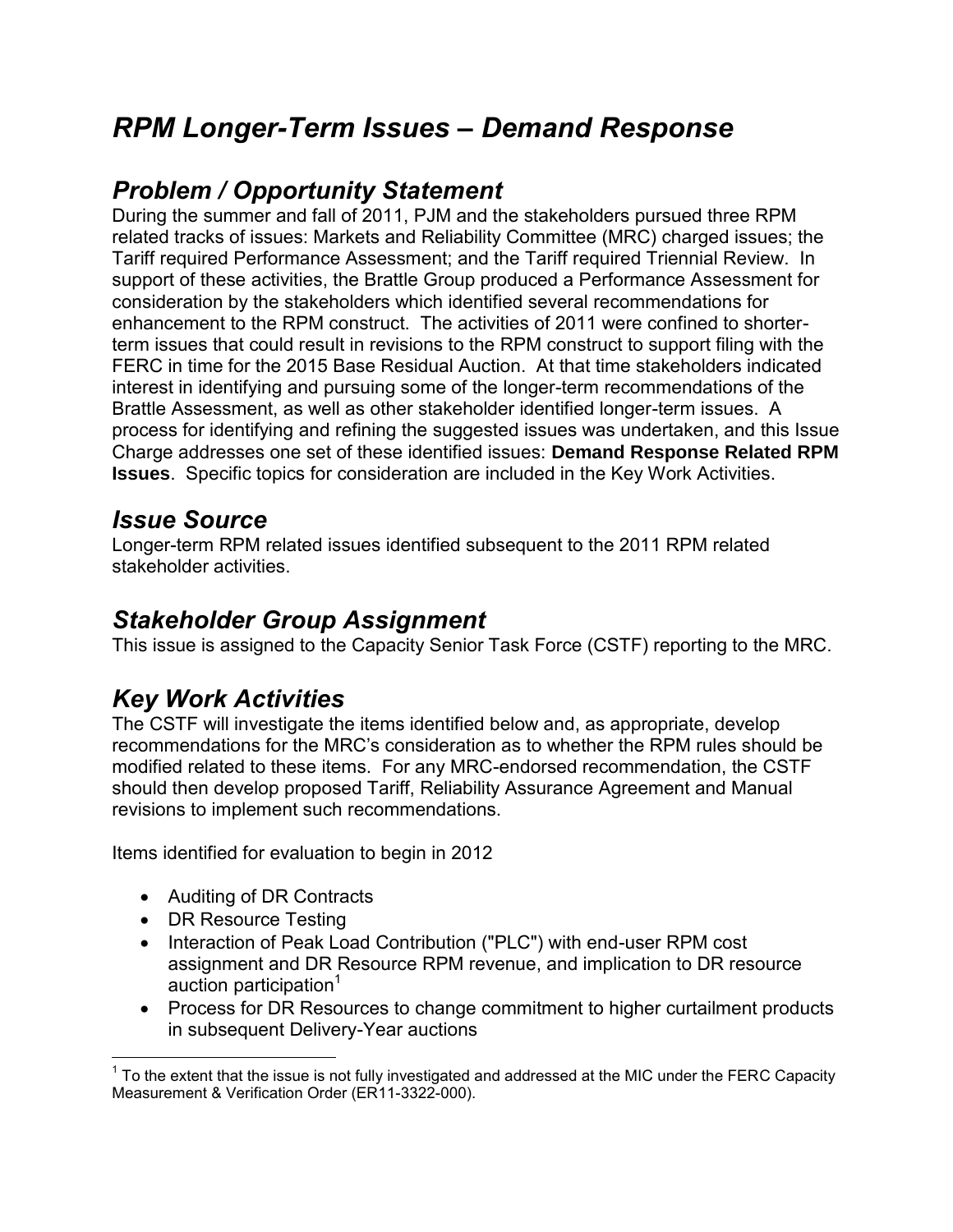# *RPM Longer-Term Issues – Demand Response*

## *Problem / Opportunity Statement*

During the summer and fall of 2011, PJM and the stakeholders pursued three RPM related tracks of issues: Markets and Reliability Committee (MRC) charged issues; the Tariff required Performance Assessment; and the Tariff required Triennial Review. In support of these activities, the Brattle Group produced a Performance Assessment for consideration by the stakeholders which identified several recommendations for enhancement to the RPM construct. The activities of 2011 were confined to shorter-term issues that could result in revisions to the RPM construct to support filing with the FERC in time for the 2015 Base Residual Auction. At that time stakeholders indicated interest in identifying and pursuing some of the longer-term recommendations of the Brattle Assessment, as well as other stakeholder identified longer-term issues. A process for identifying and refining the suggested issues was undertaken, and this Issue Charge addresses one set of these identified issues: **Demand Response Related RPM Issues**. Specific topics for consideration are included in the Key Work Activities.

## *Issue Source*

Longer-term RPM related issues identified subsequent to the 2011 RPM related stakeholder activities.

## *Stakeholder Group Assignment*

This issue is assigned to the Capacity Senior Task Force (CSTF) reporting to the MRC.

## *Key Work Activities*

The CSTF will investigate the items identified below and, as appropriate, develop recommendations for the MRC's consideration as to whether the RPM rules should be modified related to these items. For any MRC-endorsed recommendation, the CSTF should then develop proposed Tariff, Reliability Assurance Agreement and Manual revisions to implement such recommendations.

Items identified for evaluation to begin in 2012

- Auditing of DR Contracts
- DR Resource Testing
- Interaction of Peak Load Contribution ("PLC") with end-user RPM cost assignment and DR Resource RPM revenue, and implication to DR resource auction participation[1]
- Process for DR Resources to change commitment to higher curtailment products in subsequent Delivery-Year auctions

[1] To the extent that the issue is not fully investigated and addressed at the MIC under the FERC Capacity Measurement & Verification Order (ER11-3322-000).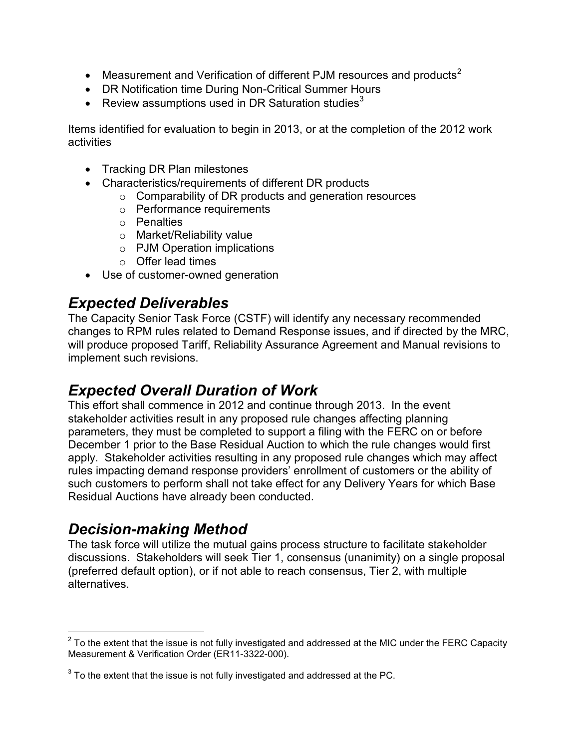- Measurement and Verification of different PJM resources and products[2]
- DR Notification time During Non-Critical Summer Hours
- Review assumptions used in DR Saturation studies[3]

Items identified for evaluation to begin in 2013, or at the completion of the 2012 work activities

- Tracking DR Plan milestones
- Characteristics/requirements of different DR products
  - Comparability of DR products and generation resources
  - Performance requirements
  - Penalties
  - Market/Reliability value
  - PJM Operation implications
  - Offer lead times
- Use of customer-owned generation

## *Expected Deliverables*

The Capacity Senior Task Force (CSTF) will identify any necessary recommended changes to RPM rules related to Demand Response issues, and if directed by the MRC, will produce proposed Tariff, Reliability Assurance Agreement and Manual revisions to implement such revisions.

## *Expected Overall Duration of Work*

This effort shall commence in 2012 and continue through 2013. In the event stakeholder activities result in any proposed rule changes affecting planning parameters, they must be completed to support a filing with the FERC on or before December 1 prior to the Base Residual Auction to which the rule changes would first apply. Stakeholder activities resulting in any proposed rule changes which may affect rules impacting demand response providers' enrollment of customers or the ability of such customers to perform shall not take effect for any Delivery Years for which Base Residual Auctions have already been conducted.

## *Decision-making Method*

The task force will utilize the mutual gains process structure to facilitate stakeholder discussions. Stakeholders will seek Tier 1, consensus (unanimity) on a single proposal (preferred default option), or if not able to reach consensus, Tier 2, with multiple alternatives.

---

[2] To the extent that the issue is not fully investigated and addressed at the MIC under the FERC Capacity Measurement & Verification Order (ER11-3322-000).

[3] To the extent that the issue is not fully investigated and addressed at the PC.